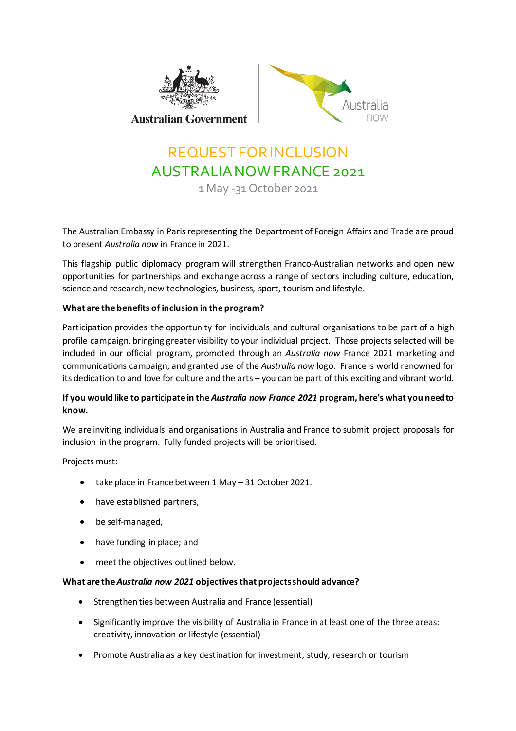Australian Government

Australia now

# REQUEST FOR INCLUSION
# AUSTRALIA NOW FRANCE 2021

1 May -31 October 2021

The Australian Embassy in Paris representing the Department of Foreign Affairs and Trade are proud to present *Australia now* in France in 2021.

This flagship public diplomacy program will strengthen Franco-Australian networks and open new opportunities for partnerships and exchange across a range of sectors including culture, education, science and research, new technologies, business, sport, tourism and lifestyle.

**What are the benefits of inclusion in the program?**

Participation provides the opportunity for individuals and cultural organisations to be part of a high profile campaign, bringing greater visibility to your individual project. Those projects selected will be included in our official program, promoted through an *Australia now* France 2021 marketing and communications campaign, and granted use of the *Australia now* logo. France is world renowned for its dedication to and love for culture and the arts – you can be part of this exciting and vibrant world.

**If you would like to participate in the *Australia now France 2021* program, here's what you need to know.**

We are inviting individuals and organisations in Australia and France to submit project proposals for inclusion in the program. Fully funded projects will be prioritised.

Projects must:

- take place in France between 1 May – 31 October 2021.
- have established partners,
- be self-managed,
- have funding in place; and
- meet the objectives outlined below.

**What are the *Australia now 2021* objectives that projects should advance?**

- Strengthen ties between Australia and France (essential)
- Significantly improve the visibility of Australia in France in at least one of the three areas: creativity, innovation or lifestyle (essential)
- Promote Australia as a key destination for investment, study, research or tourism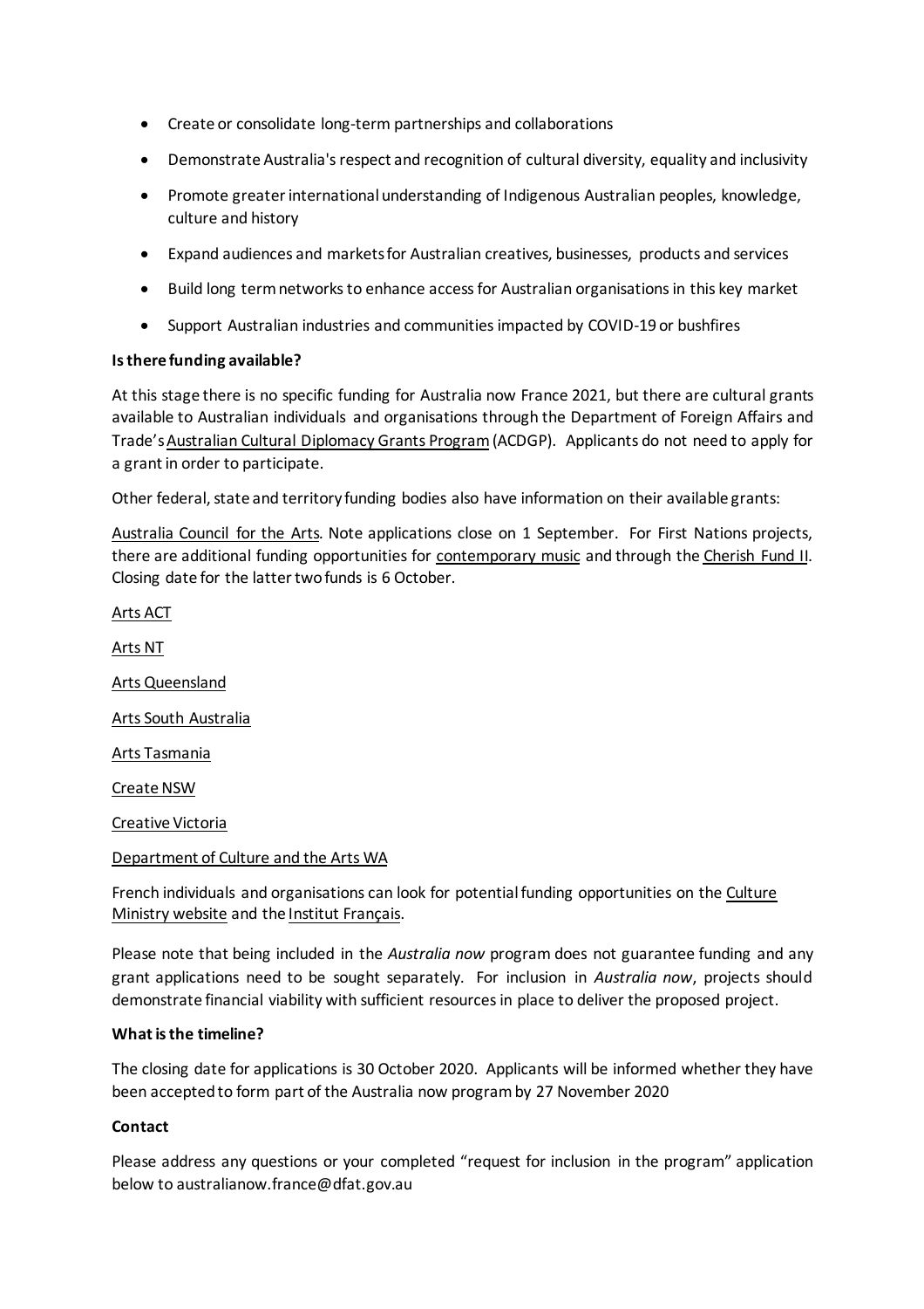- Create or consolidate long-term partnerships and collaborations
- Demonstrate Australia's respect and recognition of cultural diversity, equality and inclusivity
- Promote greater international understanding of Indigenous Australian peoples, knowledge, culture and history
- Expand audiences and markets for Australian creatives, businesses, products and services
- Build long term networks to enhance access for Australian organisations in this key market
- Support Australian industries and communities impacted by COVID-19 or bushfires

**Is there funding available?**

At this stage there is no specific funding for Australia now France 2021, but there are cultural grants available to Australian individuals and organisations through the Department of Foreign Affairs and Trade's Australian Cultural Diplomacy Grants Program (ACDGP). Applicants do not need to apply for a grant in order to participate.

Other federal, state and territory funding bodies also have information on their available grants:

Australia Council for the Arts. Note applications close on 1 September. For First Nations projects, there are additional funding opportunities for contemporary music and through the Cherish Fund II. Closing date for the latter two funds is 6 October.

Arts ACT

Arts NT

Arts Queensland

Arts South Australia

Arts Tasmania

Create NSW

Creative Victoria

Department of Culture and the Arts WA

French individuals and organisations can look for potential funding opportunities on the Culture Ministry website and the Institut Français.

Please note that being included in the *Australia now* program does not guarantee funding and any grant applications need to be sought separately. For inclusion in *Australia now*, projects should demonstrate financial viability with sufficient resources in place to deliver the proposed project.

**What is the timeline?**

The closing date for applications is 30 October 2020. Applicants will be informed whether they have been accepted to form part of the Australia now program by 27 November 2020

**Contact**

Please address any questions or your completed "request for inclusion in the program" application below to australianow.france@dfat.gov.au